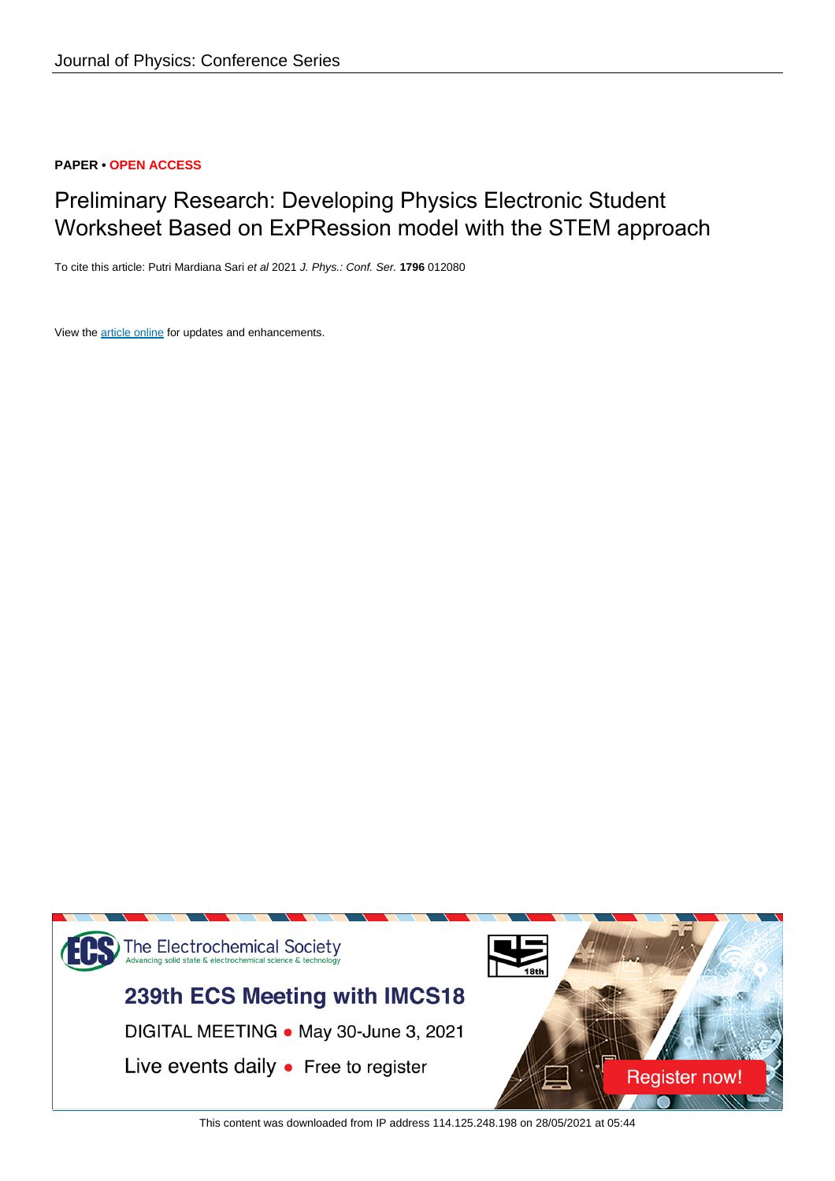Journal of Physics: Conference Series

**PAPER** • **OPEN ACCESS**

# Preliminary Research: Developing Physics Electronic Student Worksheet Based on ExPRession model with the STEM approach

To cite this article: Putri Mardiana Sari *et al* 2021 *J. Phys.: Conf. Ser.* **1796** 012080

View the article online for updates and enhancements.

The Electrochemical Society
Advancing solid state & electrochemical science & technology

239th ECS Meeting with IMCS18

DIGITAL MEETING • May 30-June 3, 2021

Live events daily • Free to register

Register now!

This content was downloaded from IP address 114.125.248.198 on 28/05/2021 at 05:44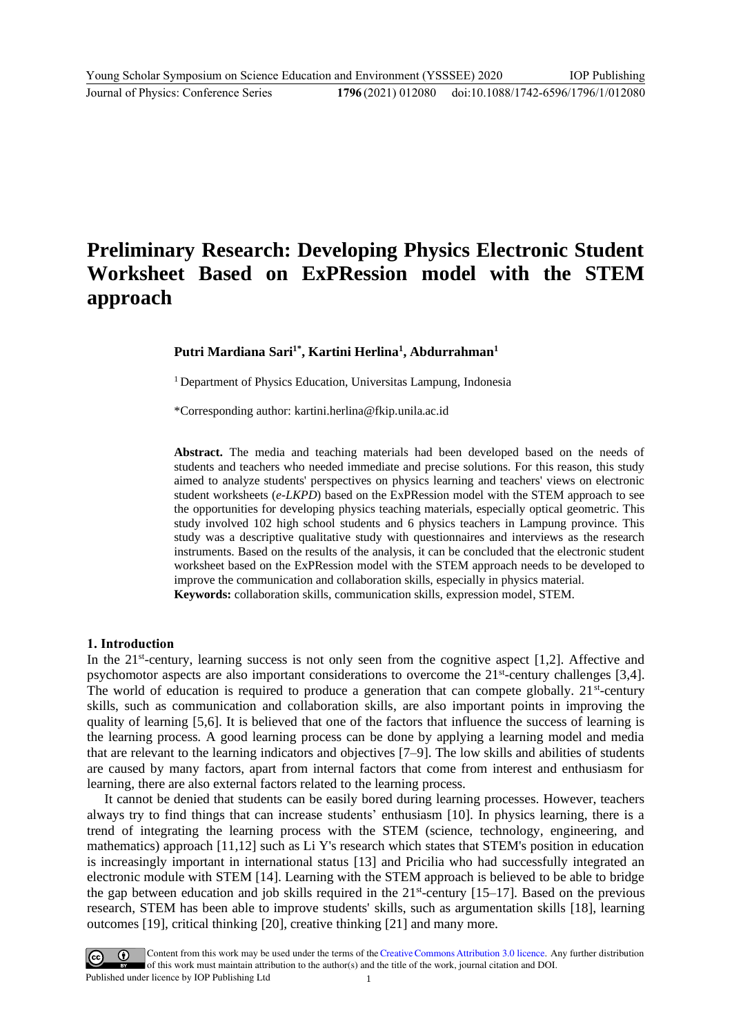# Preliminary Research: Developing Physics Electronic Student Worksheet Based on ExPRession model with the STEM approach

**Putri Mardiana Sari[1*], Kartini Herlina[1], Abdurrahman[1]**

[1] Department of Physics Education, Universitas Lampung, Indonesia

*Corresponding author: kartini.herlina@fkip.unila.ac.id

**Abstract.** The media and teaching materials had been developed based on the needs of students and teachers who needed immediate and precise solutions. For this reason, this study aimed to analyze students' perspectives on physics learning and teachers' views on electronic student worksheets (*e-LKPD*) based on the ExPRession model with the STEM approach to see the opportunities for developing physics teaching materials, especially optical geometric. This study involved 102 high school students and 6 physics teachers in Lampung province. This study was a descriptive qualitative study with questionnaires and interviews as the research instruments. Based on the results of the analysis, it can be concluded that the electronic student worksheet based on the ExPRession model with the STEM approach needs to be developed to improve the communication and collaboration skills, especially in physics material.

**Keywords:** collaboration skills, communication skills, expression model, STEM.

## 1. Introduction

In the 21st-century, learning success is not only seen from the cognitive aspect [1,2]. Affective and psychomotor aspects are also important considerations to overcome the 21st-century challenges [3,4]. The world of education is required to produce a generation that can compete globally. 21st-century skills, such as communication and collaboration skills, are also important points in improving the quality of learning [5,6]. It is believed that one of the factors that influence the success of learning is the learning process. A good learning process can be done by applying a learning model and media that are relevant to the learning indicators and objectives [7–9]. The low skills and abilities of students are caused by many factors, apart from internal factors that come from interest and enthusiasm for learning, there are also external factors related to the learning process.

It cannot be denied that students can be easily bored during learning processes. However, teachers always try to find things that can increase students' enthusiasm [10]. In physics learning, there is a trend of integrating the learning process with the STEM (science, technology, engineering, and mathematics) approach [11,12] such as Li Y's research which states that STEM's position in education is increasingly important in international status [13] and Pricilia who had successfully integrated an electronic module with STEM [14]. Learning with the STEM approach is believed to be able to bridge the gap between education and job skills required in the 21st-century [15–17]. Based on the previous research, STEM has been able to improve students' skills, such as argumentation skills [18], learning outcomes [19], critical thinking [20], creative thinking [21] and many more.

Content from this work may be used under the terms of the Creative Commons Attribution 3.0 licence. Any further distribution of this work must maintain attribution to the author(s) and the title of the work, journal citation and DOI.
Published under licence by IOP Publishing Ltd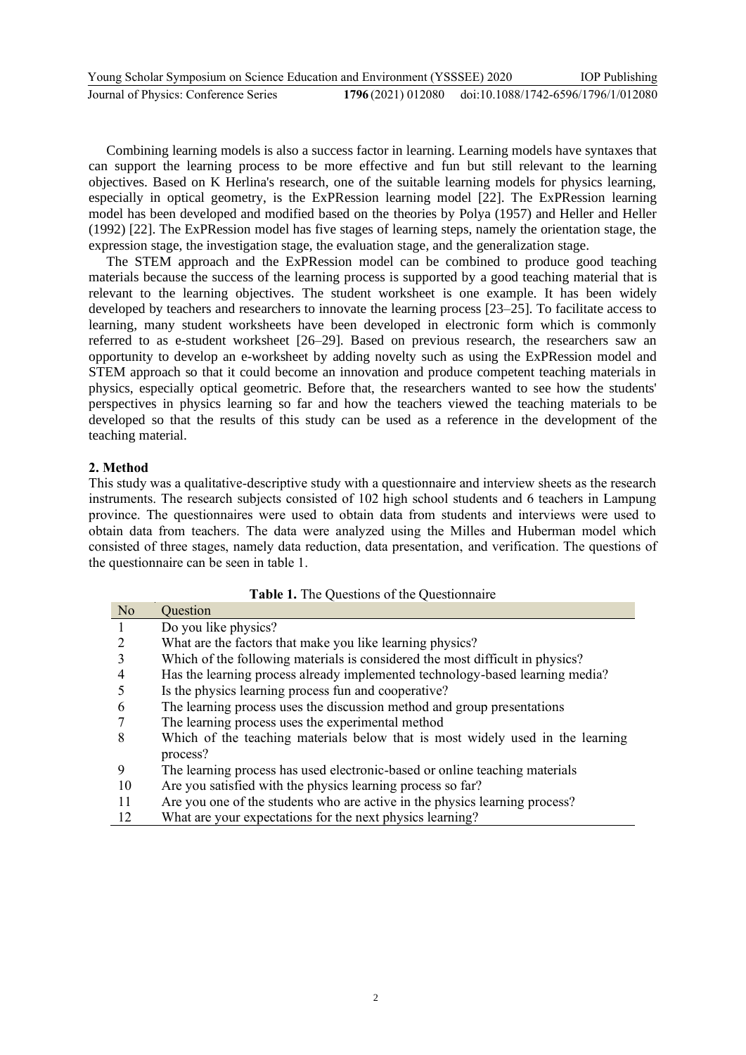Combining learning models is also a success factor in learning. Learning models have syntaxes that can support the learning process to be more effective and fun but still relevant to the learning objectives. Based on K Herlina's research, one of the suitable learning models for physics learning, especially in optical geometry, is the ExPRession learning model [22]. The ExPRession learning model has been developed and modified based on the theories by Polya (1957) and Heller and Heller (1992) [22]. The ExPRession model has five stages of learning steps, namely the orientation stage, the expression stage, the investigation stage, the evaluation stage, and the generalization stage.

The STEM approach and the ExPRession model can be combined to produce good teaching materials because the success of the learning process is supported by a good teaching material that is relevant to the learning objectives. The student worksheet is one example. It has been widely developed by teachers and researchers to innovate the learning process [23–25]. To facilitate access to learning, many student worksheets have been developed in electronic form which is commonly referred to as e-student worksheet [26–29]. Based on previous research, the researchers saw an opportunity to develop an e-worksheet by adding novelty such as using the ExPRession model and STEM approach so that it could become an innovation and produce competent teaching materials in physics, especially optical geometric. Before that, the researchers wanted to see how the students' perspectives in physics learning so far and how the teachers viewed the teaching materials to be developed so that the results of this study can be used as a reference in the development of the teaching material.

## 2. Method

This study was a qualitative-descriptive study with a questionnaire and interview sheets as the research instruments. The research subjects consisted of 102 high school students and 6 teachers in Lampung province. The questionnaires were used to obtain data from students and interviews were used to obtain data from teachers. The data were analyzed using the Milles and Huberman model which consisted of three stages, namely data reduction, data presentation, and verification. The questions of the questionnaire can be seen in table 1.

**Table 1.** The Questions of the Questionnaire

| No | Question |
|---|---|
| 1 | Do you like physics? |
| 2 | What are the factors that make you like learning physics? |
| 3 | Which of the following materials is considered the most difficult in physics? |
| 4 | Has the learning process already implemented technology-based learning media? |
| 5 | Is the physics learning process fun and cooperative? |
| 6 | The learning process uses the discussion method and group presentations |
| 7 | The learning process uses the experimental method |
| 8 | Which of the teaching materials below that is most widely used in the learning process? |
| 9 | The learning process has used electronic-based or online teaching materials |
| 10 | Are you satisfied with the physics learning process so far? |
| 11 | Are you one of the students who are active in the physics learning process? |
| 12 | What are your expectations for the next physics learning? |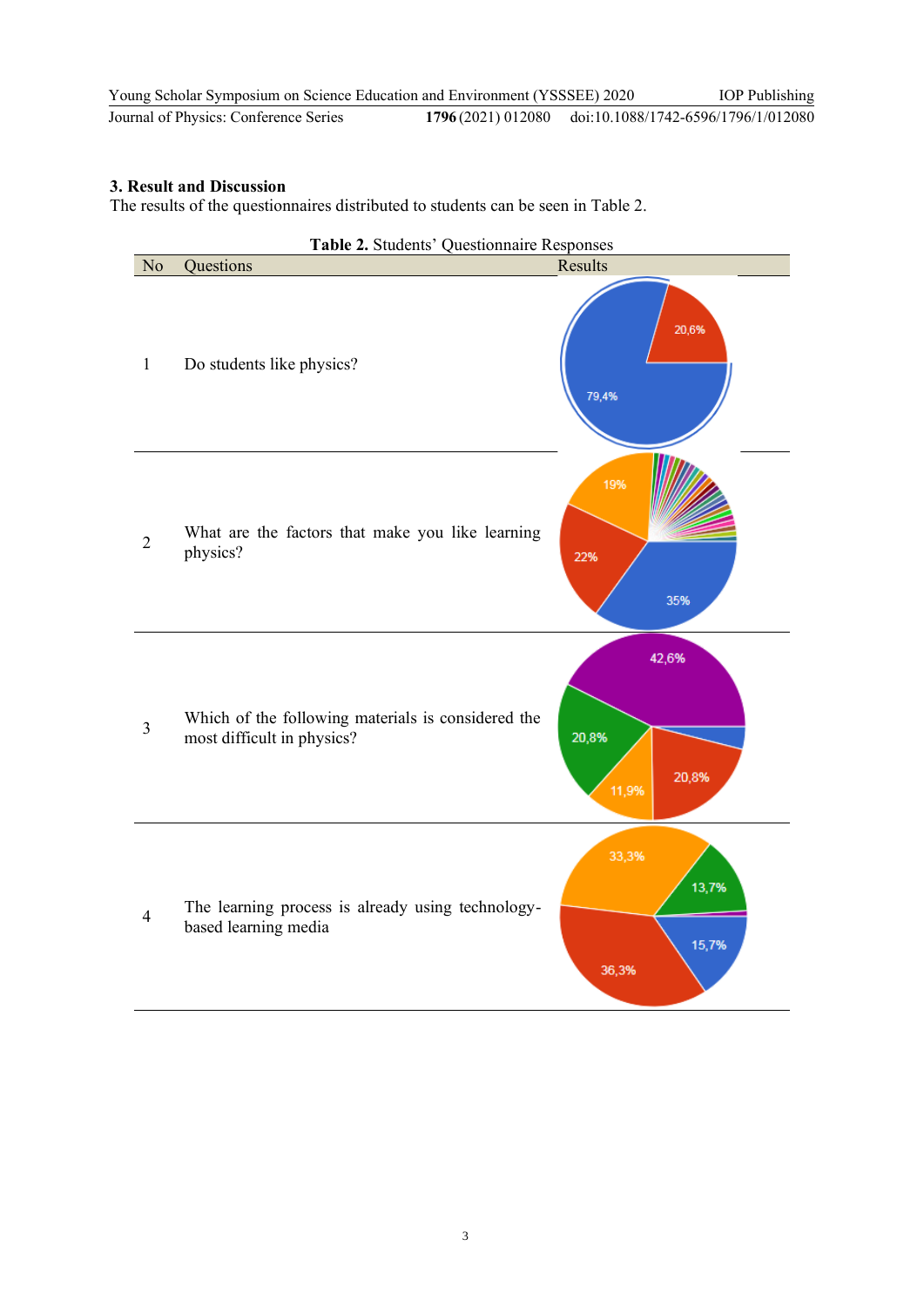## 3. Result and Discussion

The results of the questionnaires distributed to students can be seen in Table 2.

**Table 2.** Students' Questionnaire Responses

| No | Questions | Results |
|---|---|---|
| 1 | Do students like physics? | 79,4%; 20,6% |
| 2 | What are the factors that make you like learning physics? | 35%; 22%; 19% |
| 3 | Which of the following materials is considered the most difficult in physics? | 42,6%; 20,8%; 20,8%; 11,9% |
| 4 | The learning process is already using technology-based learning media | 36,3%; 33,3%; 15,7%; 13,7% |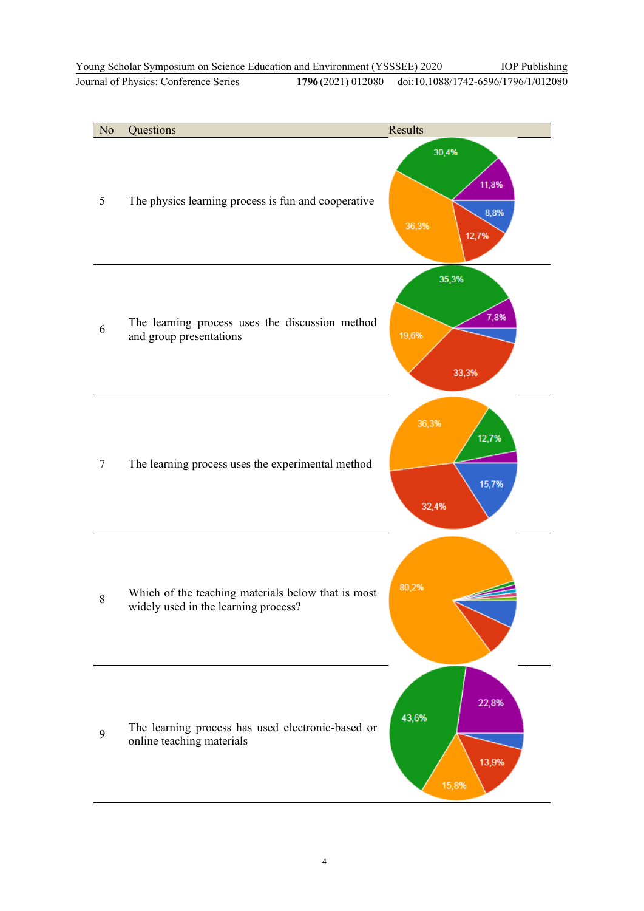| No | Questions | Results |
|---|---|---|
| 5 | The physics learning process is fun and cooperative | 30,4%; 11,8%; 8,8%; 12,7%; 36,3% |
| 6 | The learning process uses the discussion method and group presentations | 35,3%; 7,8%; 33,3%; 19,6% |
| 7 | The learning process uses the experimental method | 36,3%; 12,7%; 15,7%; 32,4% |
| 8 | Which of the teaching materials below that is most widely used in the learning process? | 80,2% |
| 9 | The learning process has used electronic-based or online teaching materials | 43,6%; 22,8%; 13,9%; 15,8% |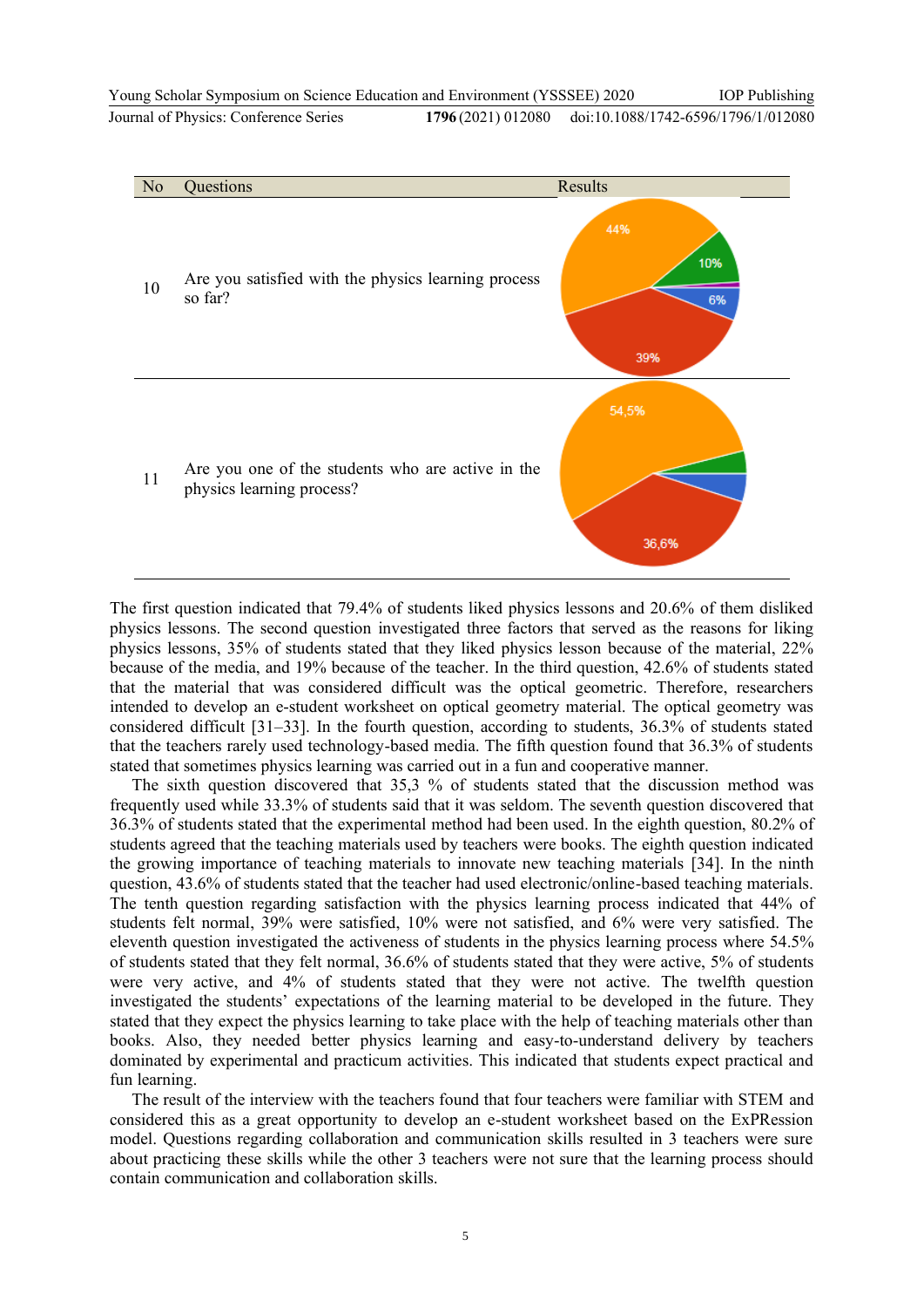| No | Questions | Results |
|---|---|---|
| 10 | Are you satisfied with the physics learning process so far? | 44%, 10%, 6%, 39% |
| 11 | Are you one of the students who are active in the physics learning process? | 54,5%, 36,6% |

The first question indicated that 79.4% of students liked physics lessons and 20.6% of them disliked physics lessons. The second question investigated three factors that served as the reasons for liking physics lessons, 35% of students stated that they liked physics lesson because of the material, 22% because of the media, and 19% because of the teacher. In the third question, 42.6% of students stated that the material that was considered difficult was the optical geometric. Therefore, researchers intended to develop an e-student worksheet on optical geometry material. The optical geometry was considered difficult [31–33]. In the fourth question, according to students, 36.3% of students stated that the teachers rarely used technology-based media. The fifth question found that 36.3% of students stated that sometimes physics learning was carried out in a fun and cooperative manner.

The sixth question discovered that 35,3 % of students stated that the discussion method was frequently used while 33.3% of students said that it was seldom. The seventh question discovered that 36.3% of students stated that the experimental method had been used. In the eighth question, 80.2% of students agreed that the teaching materials used by teachers were books. The eighth question indicated the growing importance of teaching materials to innovate new teaching materials [34]. In the ninth question, 43.6% of students stated that the teacher had used electronic/online-based teaching materials. The tenth question regarding satisfaction with the physics learning process indicated that 44% of students felt normal, 39% were satisfied, 10% were not satisfied, and 6% were very satisfied. The eleventh question investigated the activeness of students in the physics learning process where 54.5% of students stated that they felt normal, 36.6% of students stated that they were active, 5% of students were very active, and 4% of students stated that they were not active. The twelfth question investigated the students' expectations of the learning material to be developed in the future. They stated that they expect the physics learning to take place with the help of teaching materials other than books. Also, they needed better physics learning and easy-to-understand delivery by teachers dominated by experimental and practicum activities. This indicated that students expect practical and fun learning.

The result of the interview with the teachers found that four teachers were familiar with STEM and considered this as a great opportunity to develop an e-student worksheet based on the ExPRession model. Questions regarding collaboration and communication skills resulted in 3 teachers were sure about practicing these skills while the other 3 teachers were not sure that the learning process should contain communication and collaboration skills.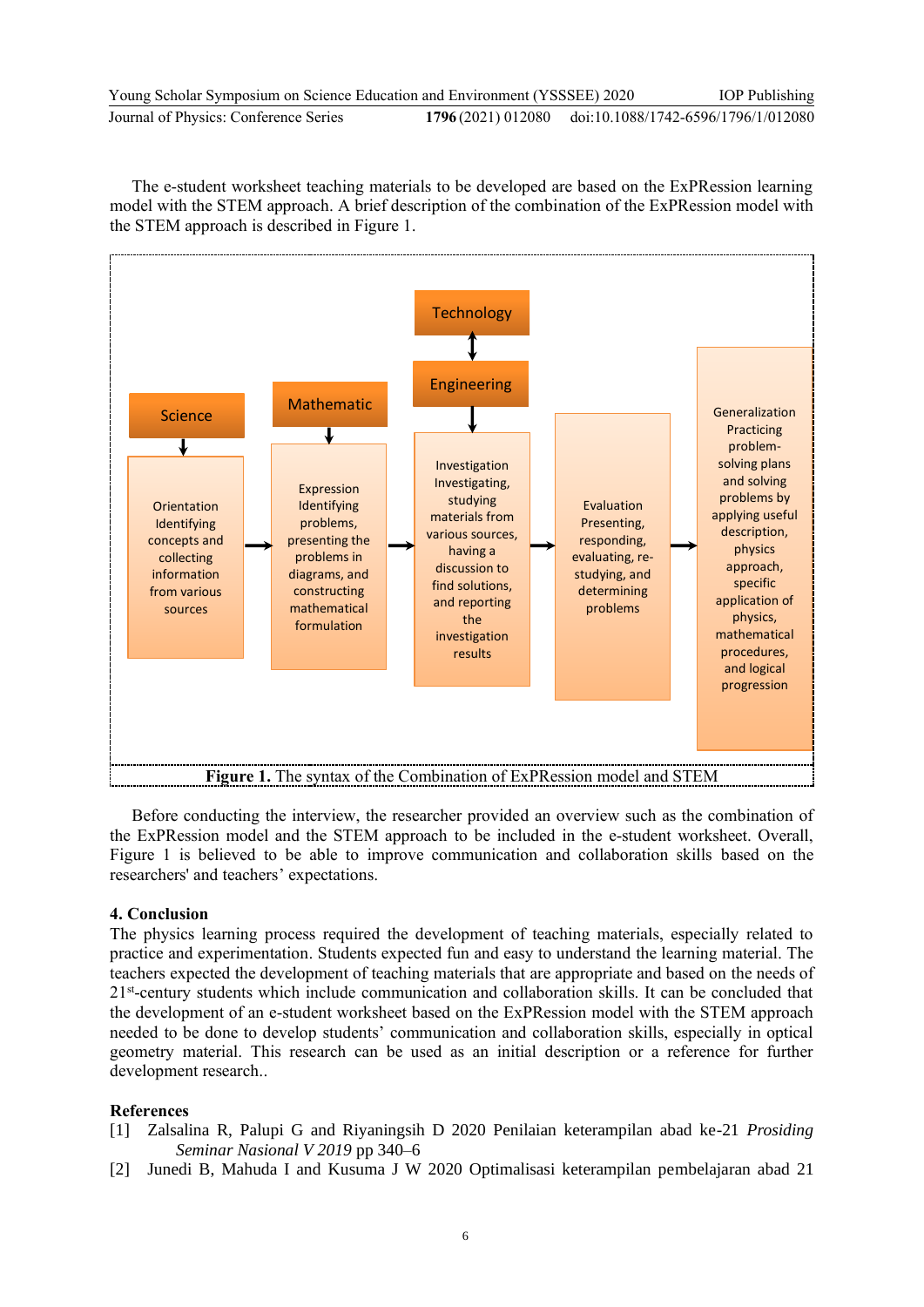The e-student worksheet teaching materials to be developed are based on the ExPRession learning model with the STEM approach. A brief description of the combination of the ExPRession model with the STEM approach is described in Figure 1.

Science → Orientation: Identifying concepts and collecting information from various sources

Mathematic → Expression: Identifying problems, presenting the problems in diagrams, and constructing mathematical formulation

Technology ↔ Engineering → Investigation: Investigating, studying materials from various sources, having a discussion to find solutions, and reporting the investigation results

Evaluation: Presenting, responding, evaluating, re-studying, and determining problems

Generalization: Practicing problem-solving plans and solving problems by applying useful description, physics approach, specific application of physics, mathematical procedures, and logical progression

**Figure 1.** The syntax of the Combination of ExPRession model and STEM

Before conducting the interview, the researcher provided an overview such as the combination of the ExPRession model and the STEM approach to be included in the e-student worksheet. Overall, Figure 1 is believed to be able to improve communication and collaboration skills based on the researchers' and teachers' expectations.

## 4. Conclusion

The physics learning process required the development of teaching materials, especially related to practice and experimentation. Students expected fun and easy to understand the learning material. The teachers expected the development of teaching materials that are appropriate and based on the needs of 21st-century students which include communication and collaboration skills. It can be concluded that the development of an e-student worksheet based on the ExPRession model with the STEM approach needed to be done to develop students' communication and collaboration skills, especially in optical geometry material. This research can be used as an initial description or a reference for further development research..

## References

[1] Zalsalina R, Palupi G and Riyaningsih D 2020 Penilaian keterampilan abad ke-21 *Prosiding Seminar Nasional V 2019* pp 340–6

[2] Junedi B, Mahuda I and Kusuma J W 2020 Optimalisasi keterampilan pembelajaran abad 21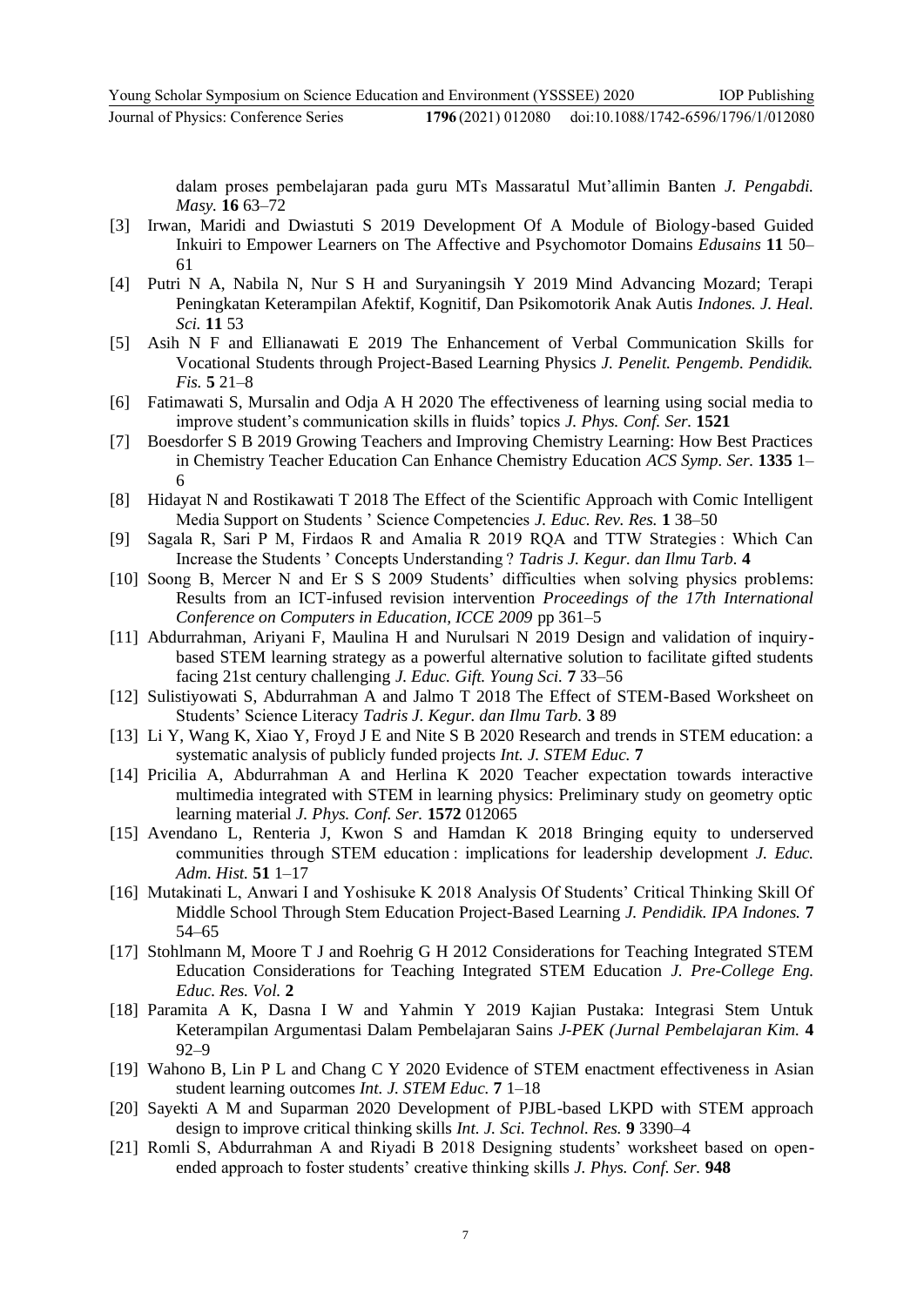dalam proses pembelajaran pada guru MTs Massaratul Mut'allimin Banten *J. Pengabdi. Masy.* **16** 63–72

[3] Irwan, Maridi and Dwiastuti S 2019 Development Of A Module of Biology-based Guided Inkuiri to Empower Learners on The Affective and Psychomotor Domains *Edusains* **11** 50–61

[4] Putri N A, Nabila N, Nur S H and Suryaningsih Y 2019 Mind Advancing Mozard; Terapi Peningkatan Keterampilan Afektif, Kognitif, Dan Psikomotorik Anak Autis *Indones. J. Heal. Sci.* **11** 53

[5] Asih N F and Ellianawati E 2019 The Enhancement of Verbal Communication Skills for Vocational Students through Project-Based Learning Physics *J. Penelit. Pengemb. Pendidik. Fis.* **5** 21–8

[6] Fatimawati S, Mursalin and Odja A H 2020 The effectiveness of learning using social media to improve student's communication skills in fluids' topics *J. Phys. Conf. Ser.* **1521**

[7] Boesdorfer S B 2019 Growing Teachers and Improving Chemistry Learning: How Best Practices in Chemistry Teacher Education Can Enhance Chemistry Education *ACS Symp. Ser.* **1335** 1–6

[8] Hidayat N and Rostikawati T 2018 The Effect of the Scientific Approach with Comic Intelligent Media Support on Students ' Science Competencies *J. Educ. Rev. Res.* **1** 38–50

[9] Sagala R, Sari P M, Firdaos R and Amalia R 2019 RQA and TTW Strategies : Which Can Increase the Students ' Concepts Understanding ? *Tadris J. Kegur. dan Ilmu Tarb.* **4**

[10] Soong B, Mercer N and Er S S 2009 Students' difficulties when solving physics problems: Results from an ICT-infused revision intervention *Proceedings of the 17th International Conference on Computers in Education, ICCE 2009* pp 361–5

[11] Abdurrahman, Ariyani F, Maulina H and Nurulsari N 2019 Design and validation of inquiry-based STEM learning strategy as a powerful alternative solution to facilitate gifted students facing 21st century challenging *J. Educ. Gift. Young Sci.* **7** 33–56

[12] Sulistiyowati S, Abdurrahman A and Jalmo T 2018 The Effect of STEM-Based Worksheet on Students' Science Literacy *Tadris J. Kegur. dan Ilmu Tarb.* **3** 89

[13] Li Y, Wang K, Xiao Y, Froyd J E and Nite S B 2020 Research and trends in STEM education: a systematic analysis of publicly funded projects *Int. J. STEM Educ.* **7**

[14] Pricilia A, Abdurrahman A and Herlina K 2020 Teacher expectation towards interactive multimedia integrated with STEM in learning physics: Preliminary study on geometry optic learning material *J. Phys. Conf. Ser.* **1572** 012065

[15] Avendano L, Renteria J, Kwon S and Hamdan K 2018 Bringing equity to underserved communities through STEM education : implications for leadership development *J. Educ. Adm. Hist.* **51** 1–17

[16] Mutakinati L, Anwari I and Yoshisuke K 2018 Analysis Of Students' Critical Thinking Skill Of Middle School Through Stem Education Project-Based Learning *J. Pendidik. IPA Indones.* **7** 54–65

[17] Stohlmann M, Moore T J and Roehrig G H 2012 Considerations for Teaching Integrated STEM Education Considerations for Teaching Integrated STEM Education *J. Pre-College Eng. Educ. Res. Vol.* **2**

[18] Paramita A K, Dasna I W and Yahmin Y 2019 Kajian Pustaka: Integrasi Stem Untuk Keterampilan Argumentasi Dalam Pembelajaran Sains *J-PEK (Jurnal Pembelajaran Kim.* **4** 92–9

[19] Wahono B, Lin P L and Chang C Y 2020 Evidence of STEM enactment effectiveness in Asian student learning outcomes *Int. J. STEM Educ.* **7** 1–18

[20] Sayekti A M and Suparman 2020 Development of PJBL-based LKPD with STEM approach design to improve critical thinking skills *Int. J. Sci. Technol. Res.* **9** 3390–4

[21] Romli S, Abdurrahman A and Riyadi B 2018 Designing students' worksheet based on open-ended approach to foster students' creative thinking skills *J. Phys. Conf. Ser.* **948**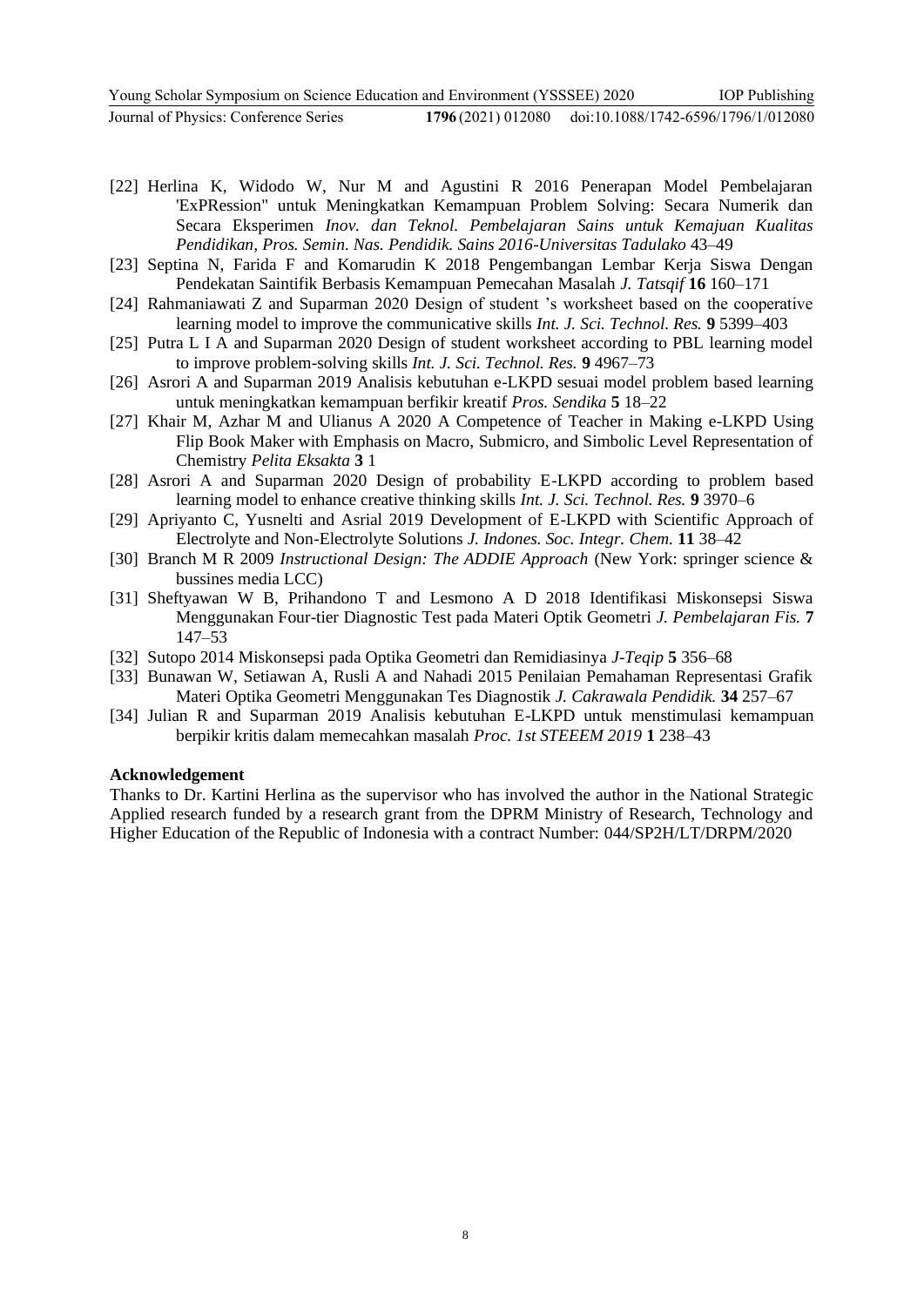[22] Herlina K, Widodo W, Nur M and Agustini R 2016 Penerapan Model Pembelajaran 'ExPRession" untuk Meningkatkan Kemampuan Problem Solving: Secara Numerik dan Secara Eksperimen *Inov. dan Teknol. Pembelajaran Sains untuk Kemajuan Kualitas Pendidikan, Pros. Semin. Nas. Pendidik. Sains 2016-Universitas Tadulako* 43–49

[23] Septina N, Farida F and Komarudin K 2018 Pengembangan Lembar Kerja Siswa Dengan Pendekatan Saintifik Berbasis Kemampuan Pemecahan Masalah *J. Tatsqif* **16** 160–171

[24] Rahmaniawati Z and Suparman 2020 Design of student 's worksheet based on the cooperative learning model to improve the communicative skills *Int. J. Sci. Technol. Res.* **9** 5399–403

[25] Putra L I A and Suparman 2020 Design of student worksheet according to PBL learning model to improve problem-solving skills *Int. J. Sci. Technol. Res.* **9** 4967–73

[26] Asrori A and Suparman 2019 Analisis kebutuhan e-LKPD sesuai model problem based learning untuk meningkatkan kemampuan berfikir kreatif *Pros. Sendika* **5** 18–22

[27] Khair M, Azhar M and Ulianus A 2020 A Competence of Teacher in Making e-LKPD Using Flip Book Maker with Emphasis on Macro, Submicro, and Simbolic Level Representation of Chemistry *Pelita Eksakta* **3** 1

[28] Asrori A and Suparman 2020 Design of probability E-LKPD according to problem based learning model to enhance creative thinking skills *Int. J. Sci. Technol. Res.* **9** 3970–6

[29] Apriyanto C, Yusnelti and Asrial 2019 Development of E-LKPD with Scientific Approach of Electrolyte and Non-Electrolyte Solutions *J. Indones. Soc. Integr. Chem.* **11** 38–42

[30] Branch M R 2009 *Instructional Design: The ADDIE Approach* (New York: springer science & bussines media LCC)

[31] Sheftyawan W B, Prihandono T and Lesmono A D 2018 Identifikasi Miskonsepsi Siswa Menggunakan Four-tier Diagnostic Test pada Materi Optik Geometri *J. Pembelajaran Fis.* **7** 147–53

[32] Sutopo 2014 Miskonsepsi pada Optika Geometri dan Remidiasinya *J-Teqip* **5** 356–68

[33] Bunawan W, Setiawan A, Rusli A and Nahadi 2015 Penilaian Pemahaman Representasi Grafik Materi Optika Geometri Menggunakan Tes Diagnostik *J. Cakrawala Pendidik.* **34** 257–67

[34] Julian R and Suparman 2019 Analisis kebutuhan E-LKPD untuk menstimulasi kemampuan berpikir kritis dalam memecahkan masalah *Proc. 1st STEEEM 2019* **1** 238–43

## Acknowledgement

Thanks to Dr. Kartini Herlina as the supervisor who has involved the author in the National Strategic Applied research funded by a research grant from the DPRM Ministry of Research, Technology and Higher Education of the Republic of Indonesia with a contract Number: 044/SP2H/LT/DRPM/2020